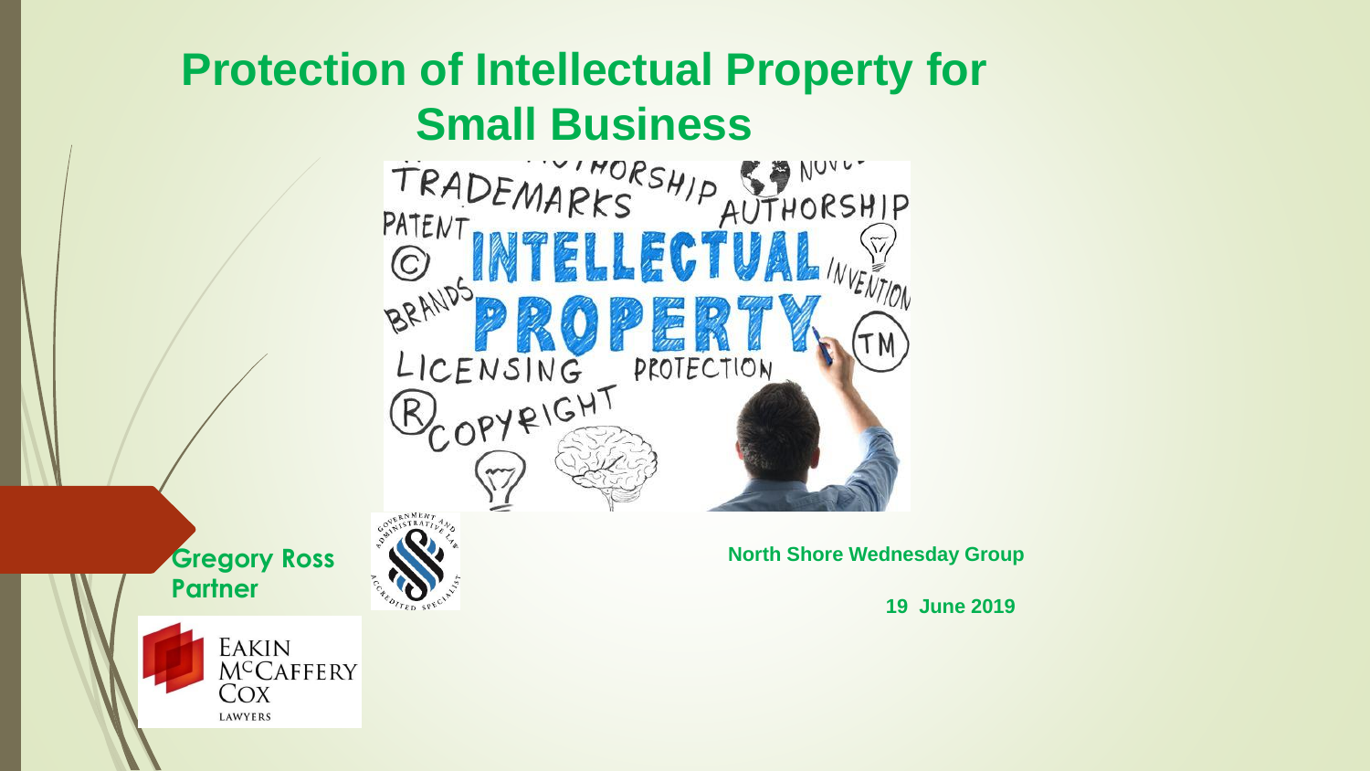# Protection of Intellectual Property for Small Business

**Gregory Ross**
**Partner**

Eakin McCaffery Cox
Lawyers

**North Shore Wednesday Group**

**19 June 2019**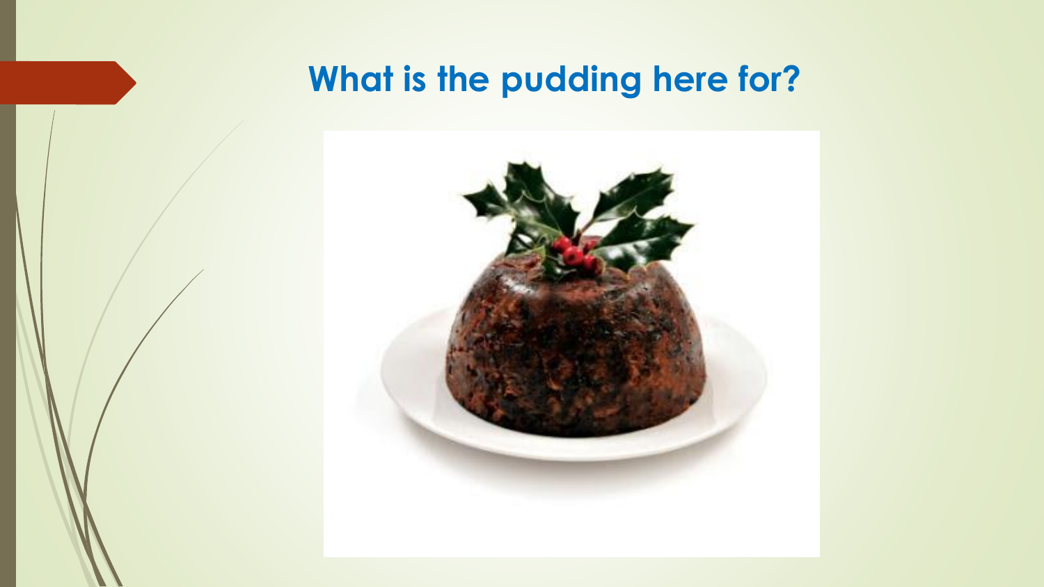# What is the pudding here for?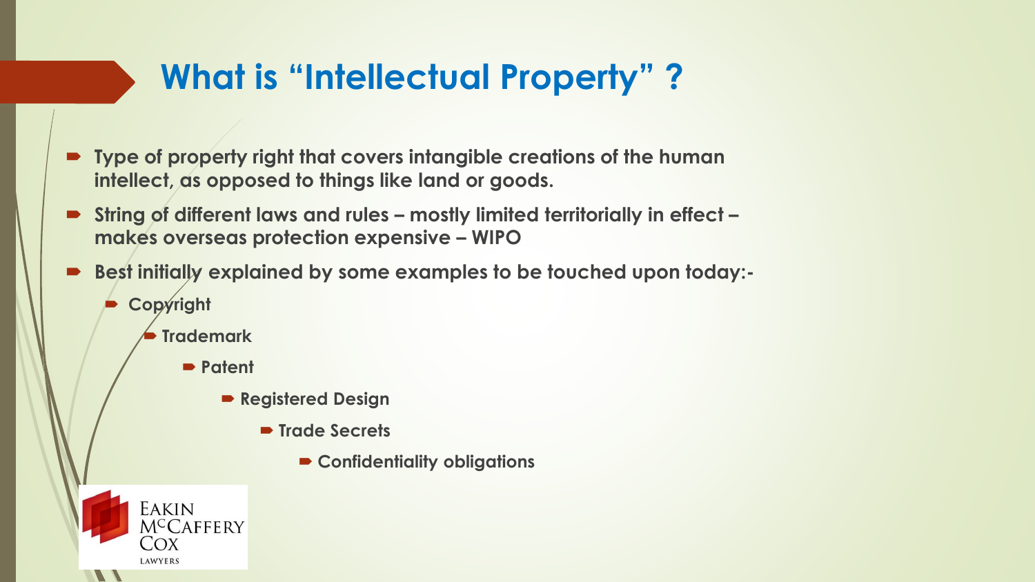# What is "Intellectual Property" ?

- Type of property right that covers intangible creations of the human intellect, as opposed to things like land or goods.
- String of different laws and rules – mostly limited territorially in effect – makes overseas protection expensive – WIPO
- Best initially explained by some examples to be touched upon today:-
  - Copyright
    - Trademark
      - Patent
        - Registered Design
          - Trade Secrets
            - Confidentiality obligations

Eakin McCaffery Cox Lawyers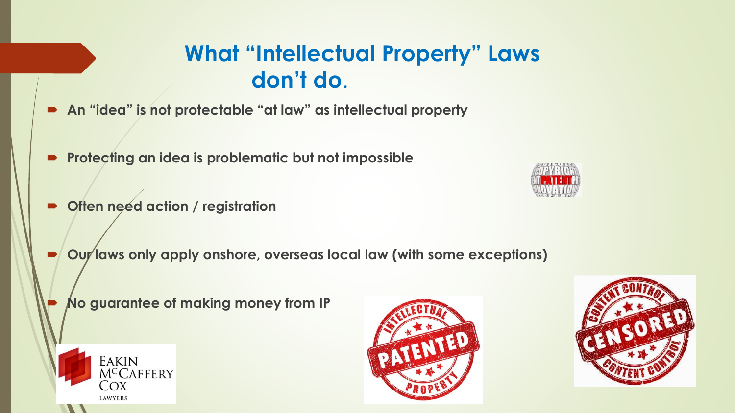# What "Intellectual Property" Laws don't do.

- **An "idea" is not protectable "at law" as intellectual property**
- **Protecting an idea is problematic but not impossible**
- **Often need action / registration**
- **Our laws only apply onshore, overseas local law (with some exceptions)**
- **No guarantee of making money from IP**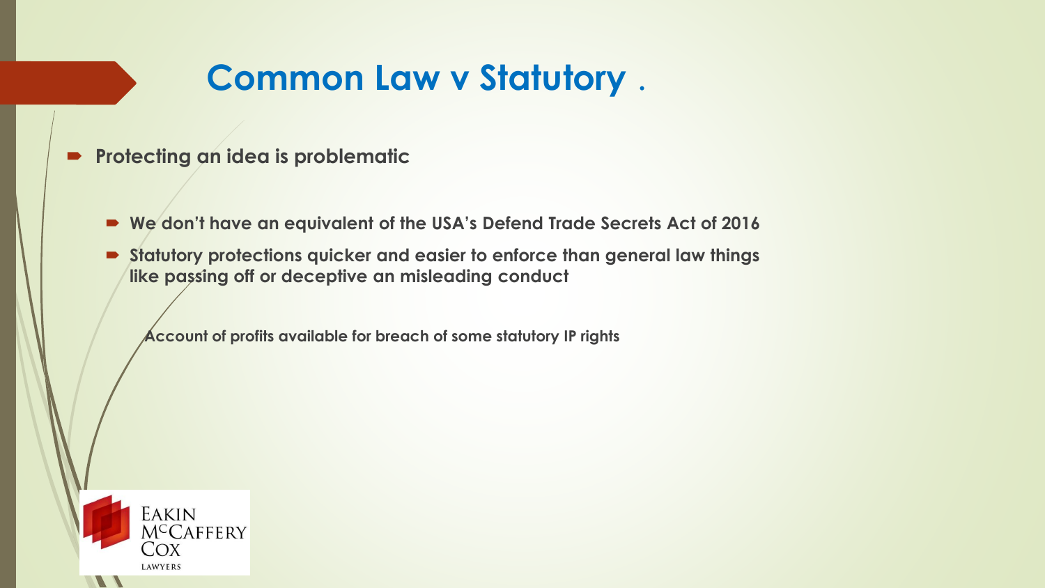# Common Law v Statutory .

- **Protecting an idea is problematic**

  - **We don't have an equivalent of the USA's Defend Trade Secrets Act of 2016**
  - **Statutory protections quicker and easier to enforce than general law things like passing off or deceptive an misleading conduct**

    **Account of profits available for breach of some statutory IP rights**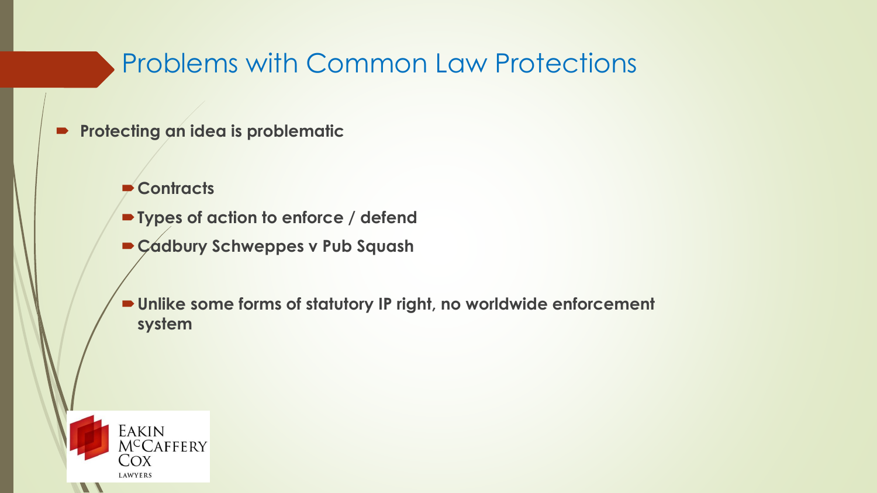# Problems with Common Law Protections

- **Protecting an idea is problematic**
  - **Contracts**
  - **Types of action to enforce / defend**
  - **Cadbury Schweppes v Pub Squash**
  - **Unlike some forms of statutory IP right, no worldwide enforcement system**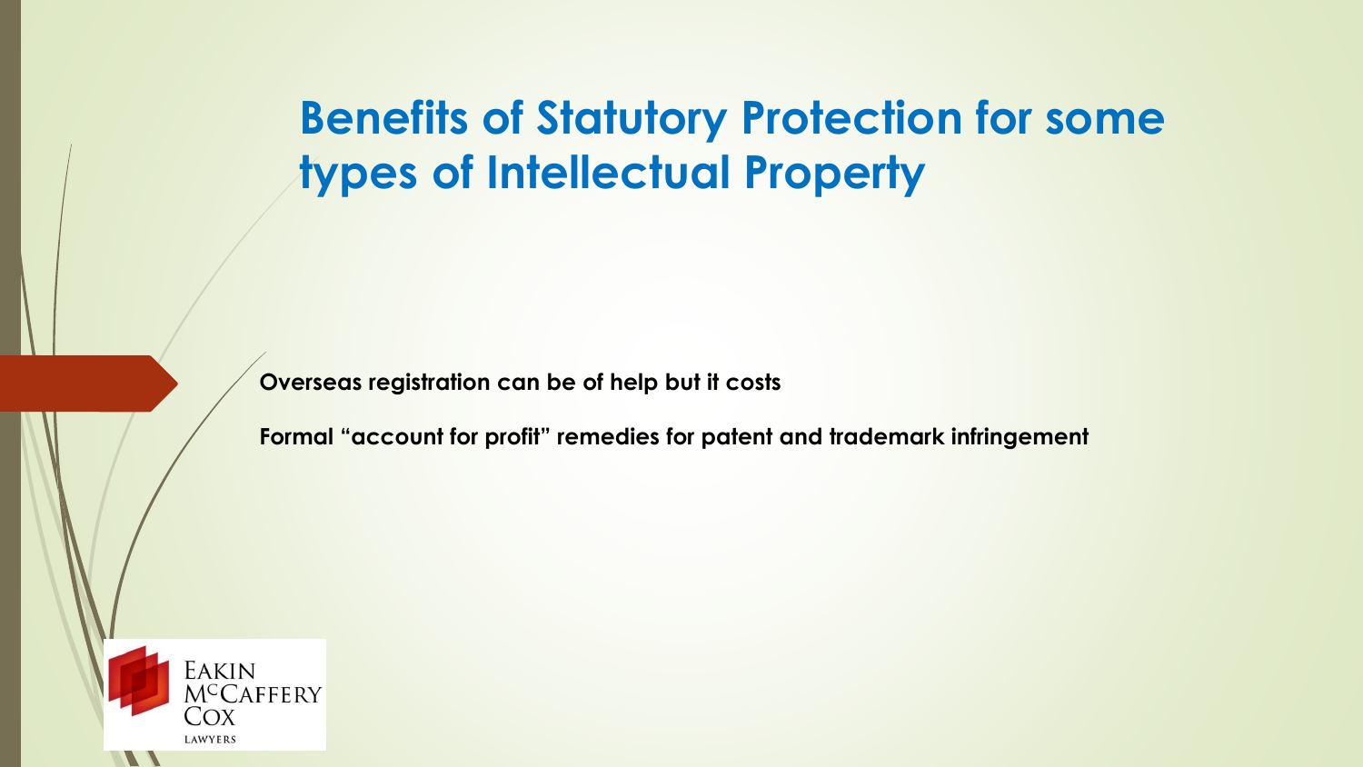# Benefits of Statutory Protection for some types of Intellectual Property

**Overseas registration can be of help but it costs**

**Formal "account for profit" remedies for patent and trademark infringement**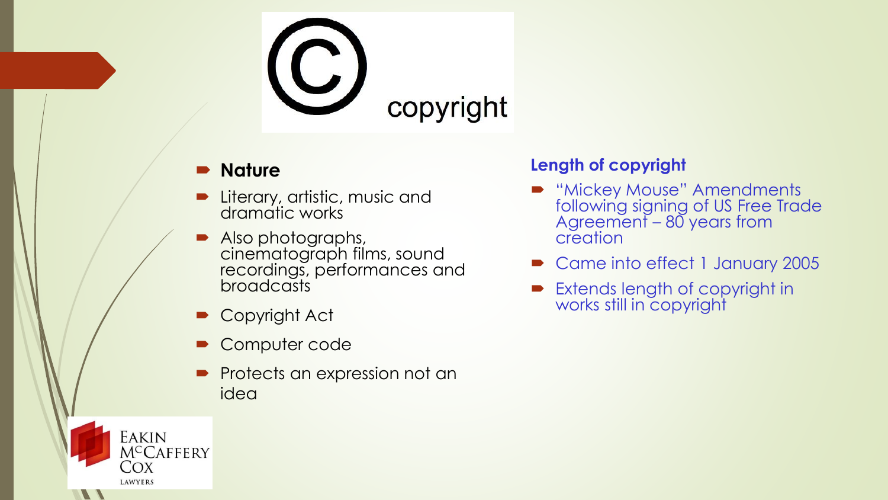# copyright

**Nature**

- Literary, artistic, music and dramatic works
- Also photographs, cinematograph films, sound recordings, performances and broadcasts
- Copyright Act
- Computer code
- Protects an expression not an idea

**Length of copyright**

- "Mickey Mouse" Amendments following signing of US Free Trade Agreement – 80 years from creation
- Came into effect 1 January 2005
- Extends length of copyright in works still in copyright

Eakin McCaffery Cox Lawyers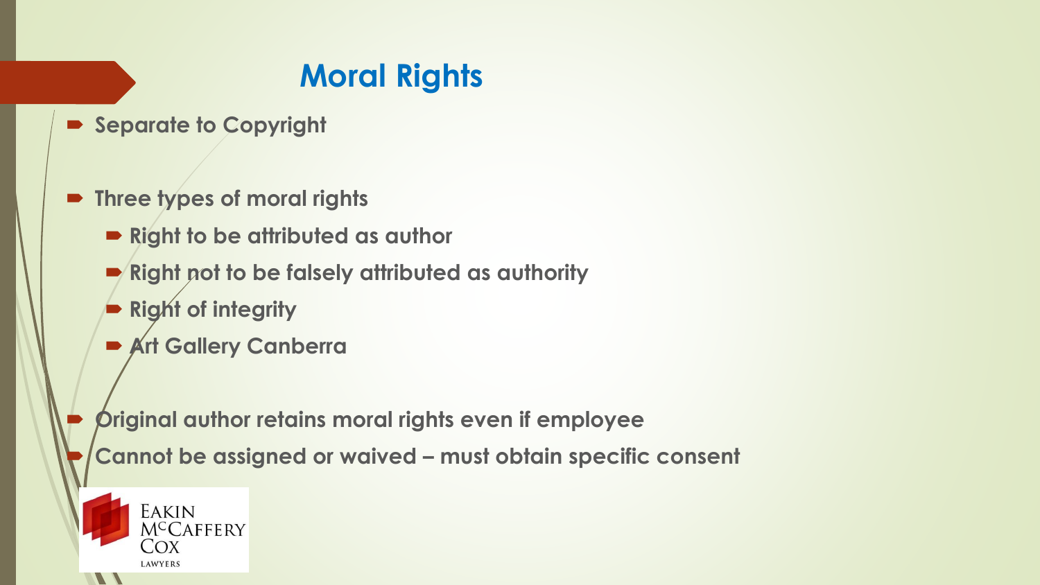# Moral Rights

- Separate to Copyright
- Three types of moral rights
  - Right to be attributed as author
  - Right not to be falsely attributed as authority
  - Right of integrity
  - Art Gallery Canberra
- Original author retains moral rights even if employee
- Cannot be assigned or waived – must obtain specific consent

Eakin McCaffery Cox
Lawyers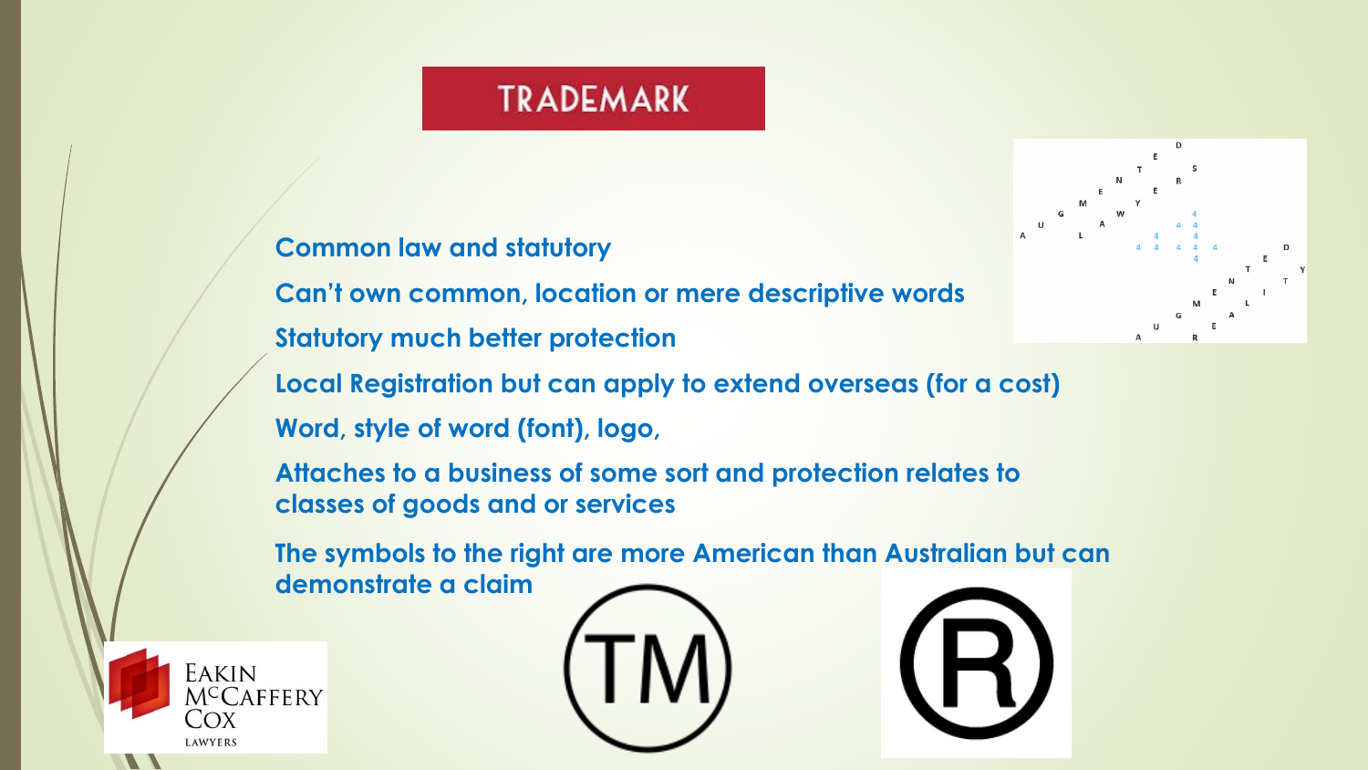# TRADEMARK

- Common law and statutory
- Can't own common, location or mere descriptive words
- Statutory much better protection
- Local Registration but can apply to extend overseas (for a cost)
- Word, style of word (font), logo,
- Attaches to a business of some sort and protection relates to classes of goods and or services
- The symbols to the right are more American than Australian but can demonstrate a claim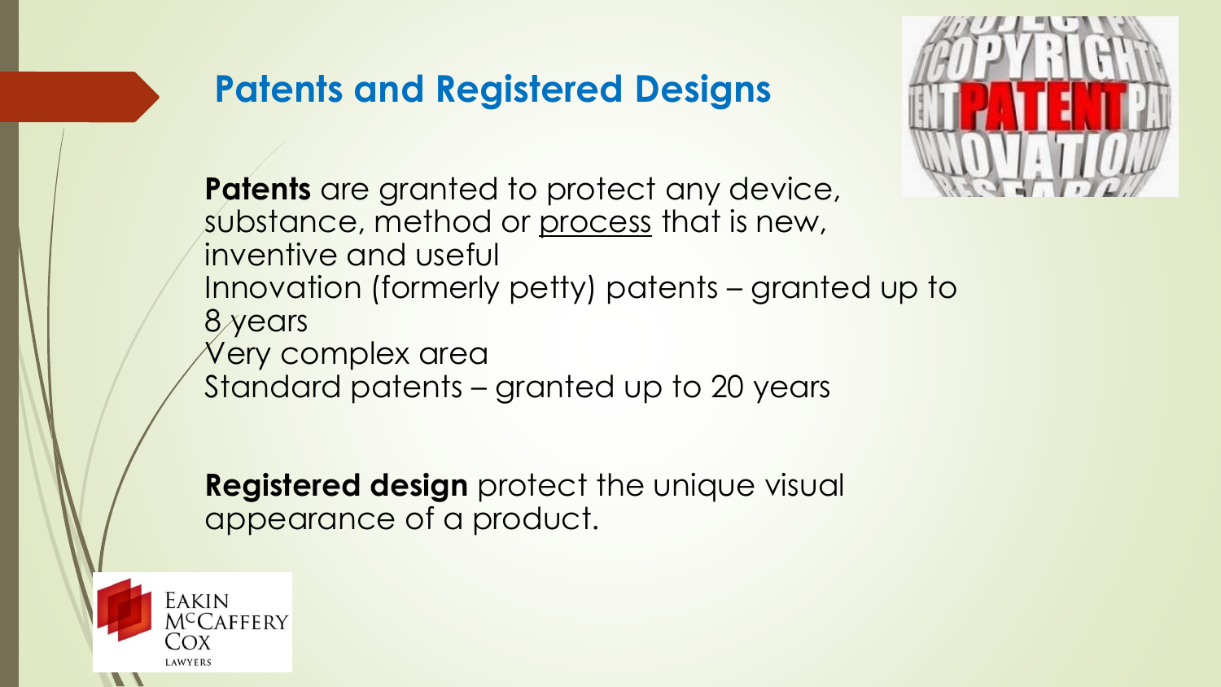## Patents and Registered Designs

**Patents** are granted to protect any device, substance, method or process that is new, inventive and useful
Innovation (formerly petty) patents – granted up to 8 years
Very complex area
Standard patents – granted up to 20 years

**Registered design** protect the unique visual appearance of a product.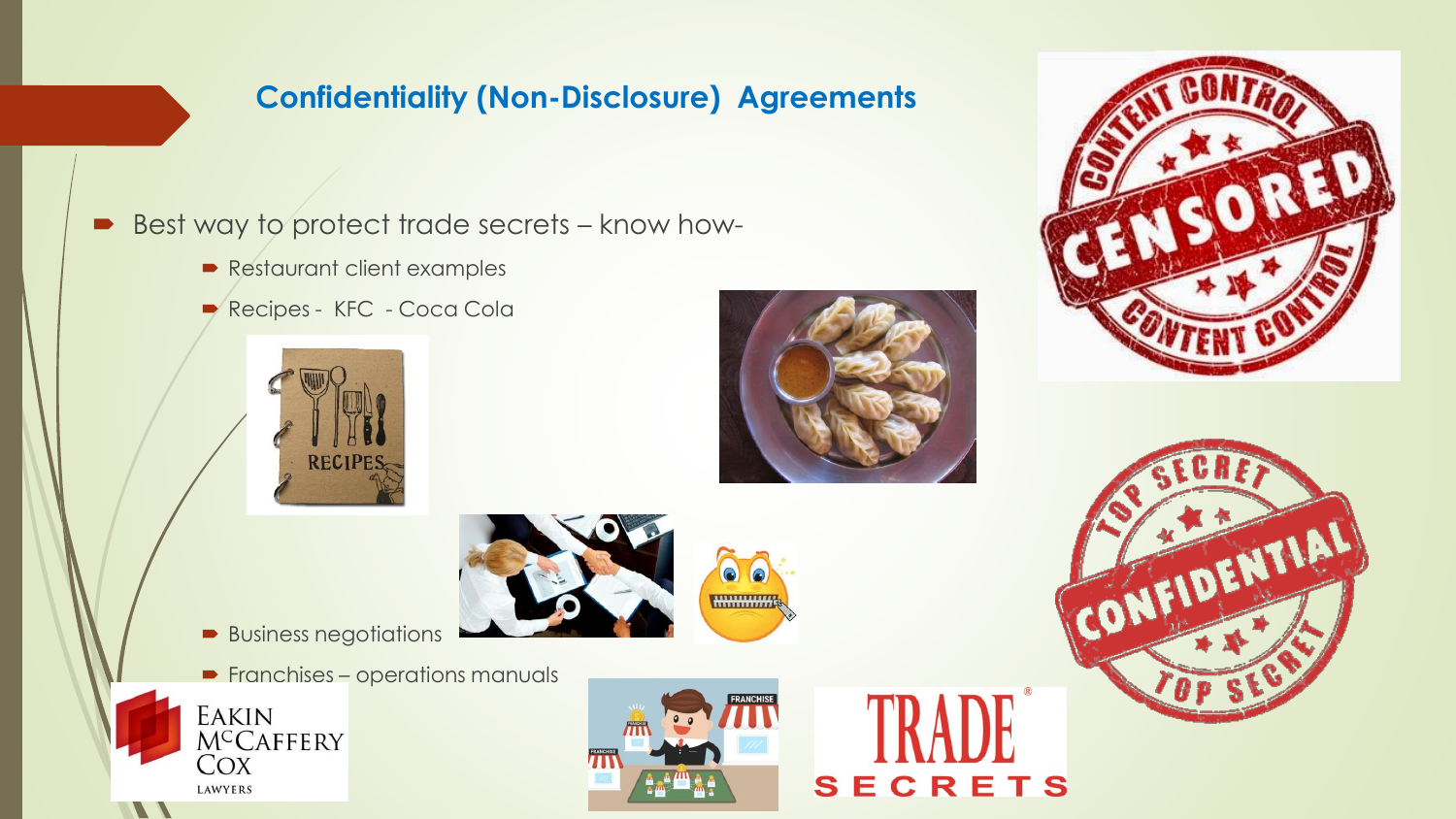## Confidentiality (Non-Disclosure) Agreements

- Best way to protect trade secrets – know how-
  - Restaurant client examples
  - Recipes - KFC - Coca Cola
  - Business negotiations
  - Franchises – operations manuals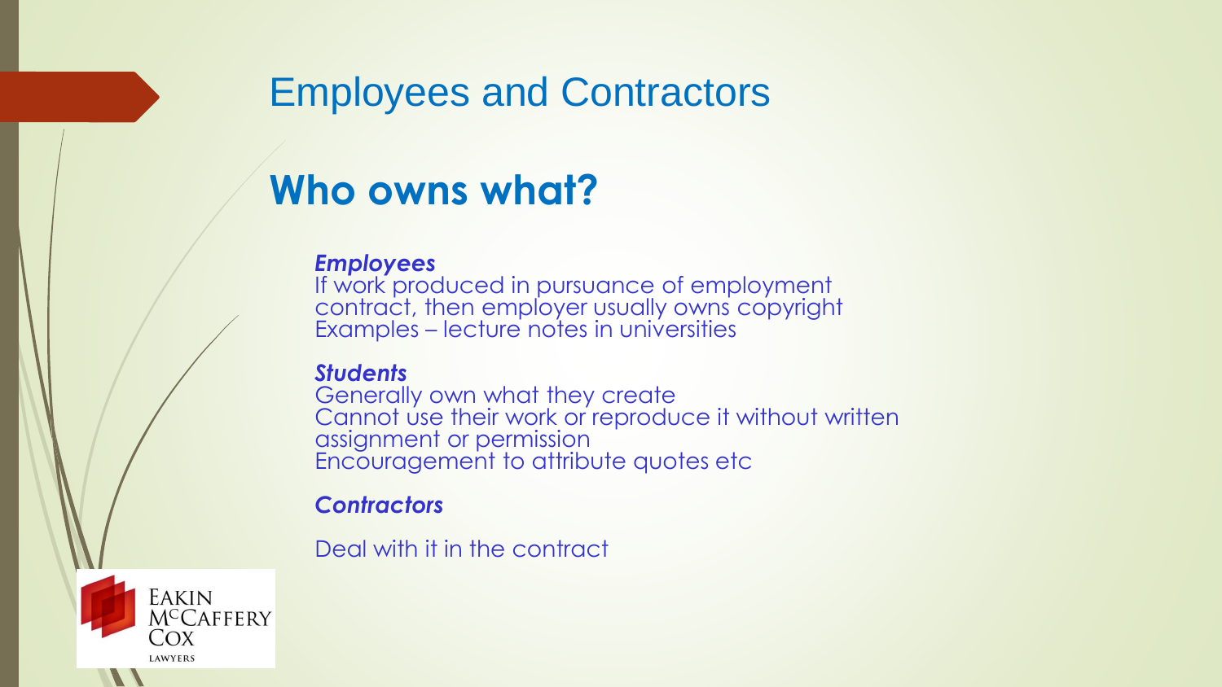# Employees and Contractors

## Who owns what?

***Employees***
If work produced in pursuance of employment contract, then employer usually owns copyright
Examples – lecture notes in universities

***Students***
Generally own what they create
Cannot use their work or reproduce it without written assignment or permission
Encouragement to attribute quotes etc

***Contractors***

Deal with it in the contract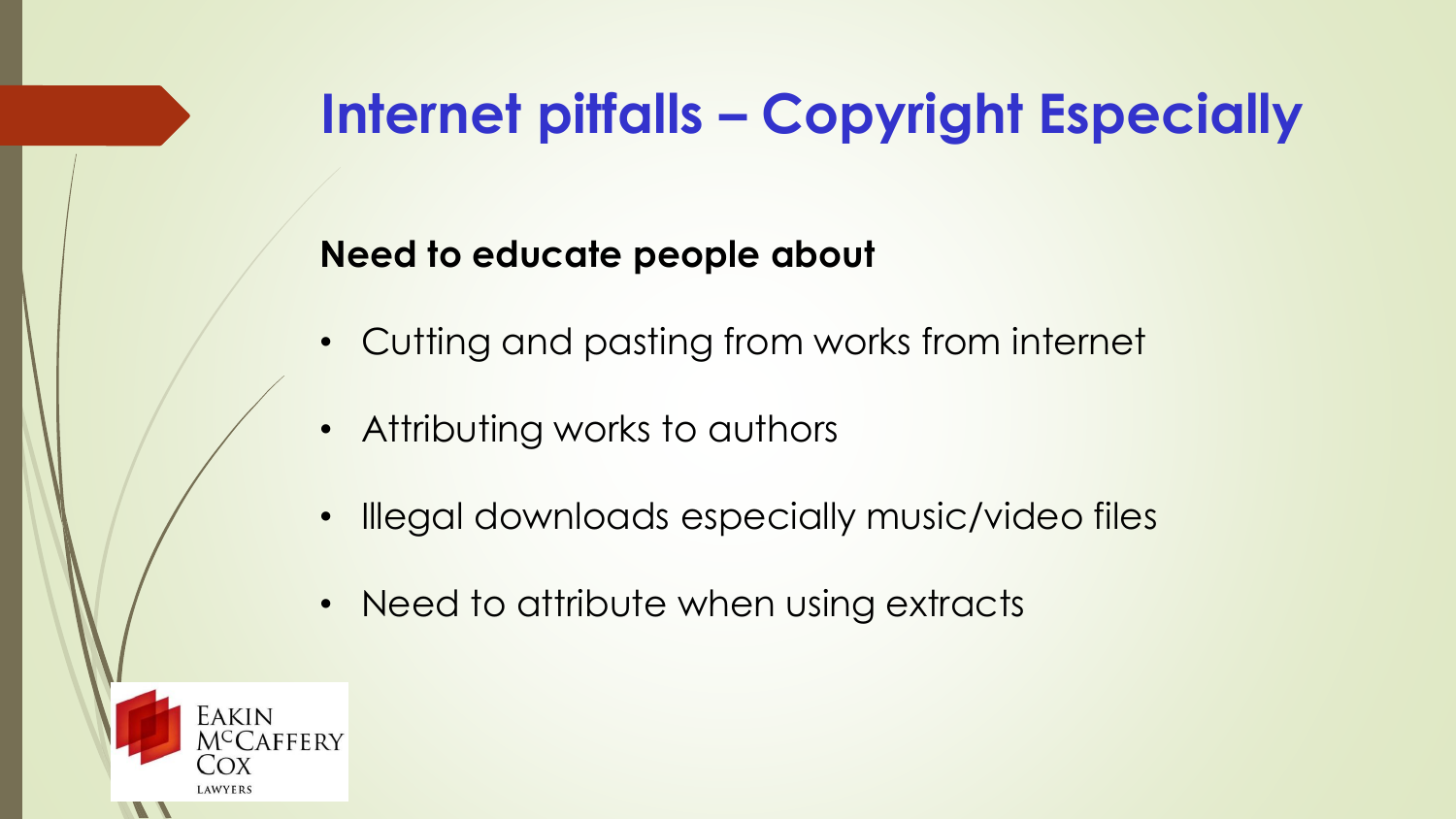# Internet pitfalls – Copyright Especially

**Need to educate people about**

- Cutting and pasting from works from internet
- Attributing works to authors
- Illegal downloads especially music/video files
- Need to attribute when using extracts

Eakin McCaffery Cox Lawyers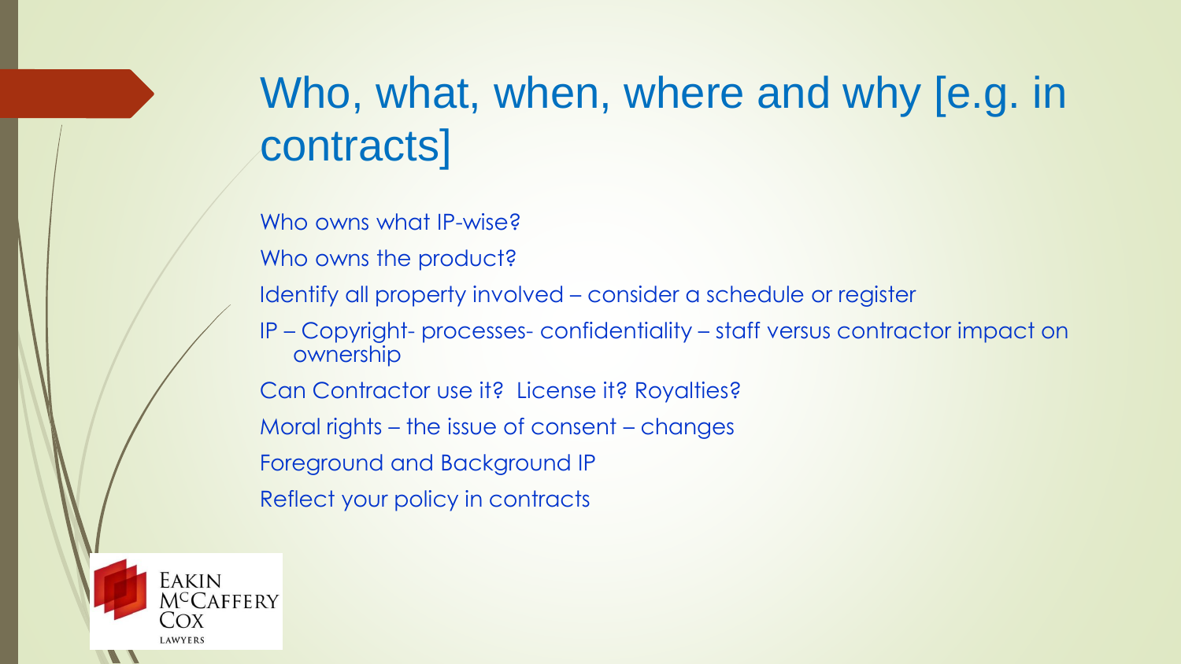# Who, what, when, where and why [e.g. in contracts]

Who owns what IP-wise?

Who owns the product?

Identify all property involved – consider a schedule or register

IP – Copyright- processes- confidentiality – staff versus contractor impact on ownership

Can Contractor use it? License it? Royalties?

Moral rights – the issue of consent – changes

Foreground and Background IP

Reflect your policy in contracts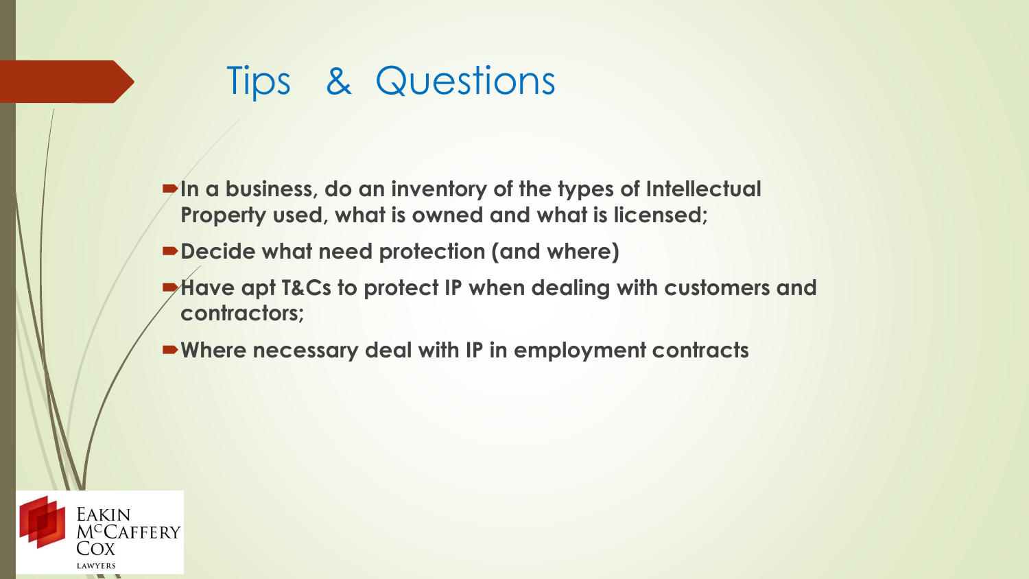# Tips & Questions

- **In a business, do an inventory of the types of Intellectual Property used, what is owned and what is licensed;**
- **Decide what need protection (and where)**
- **Have apt T&Cs to protect IP when dealing with customers and contractors;**
- **Where necessary deal with IP in employment contracts**

Eakin McCaffery Cox Lawyers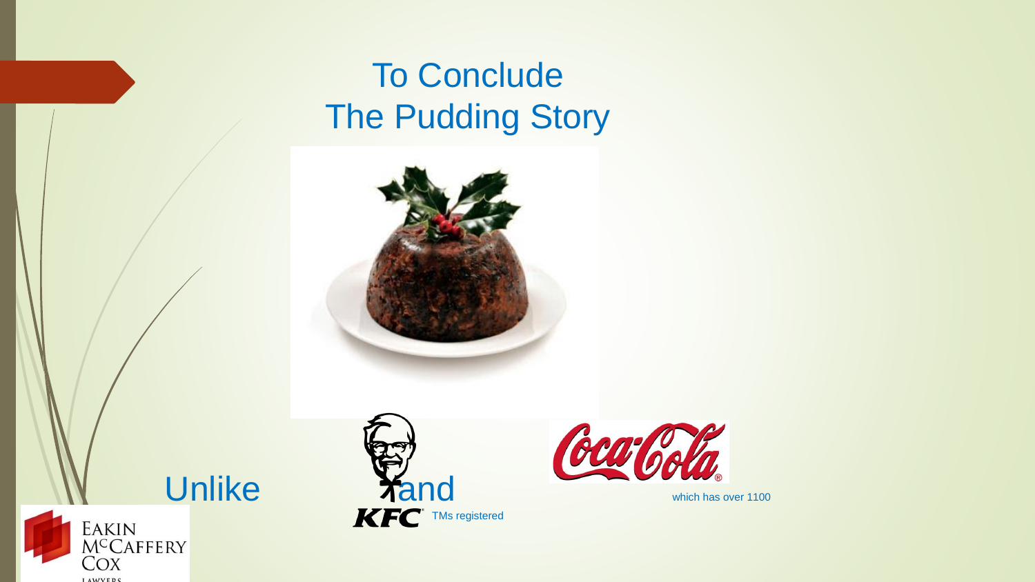# To Conclude
# The Pudding Story

Unlike KFC and Coca-Cola which has over 1100 TMs registered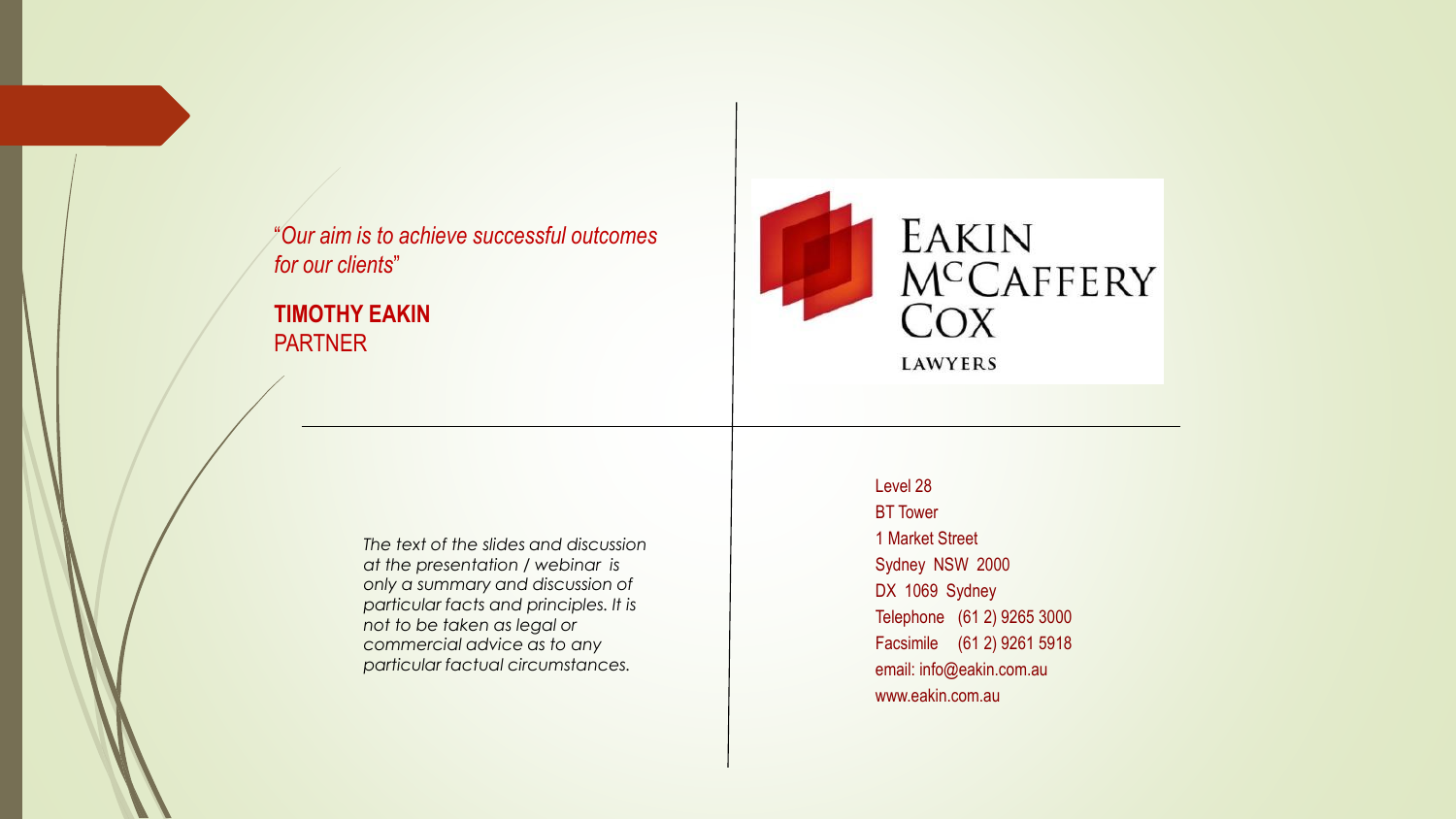*"Our aim is to achieve successful outcomes for our clients"*

**TIMOTHY EAKIN**
PARTNER

EAKIN McCAFFERY COX
LAWYERS

*The text of the slides and discussion at the presentation / webinar is only a summary and discussion of particular facts and principles. It is not to be taken as legal or commercial advice as to any particular factual circumstances.*

Level 28
BT Tower
1 Market Street
Sydney NSW 2000
DX 1069 Sydney
Telephone (61 2) 9265 3000
Facsimile (61 2) 9261 5918
email: info@eakin.com.au
www.eakin.com.au